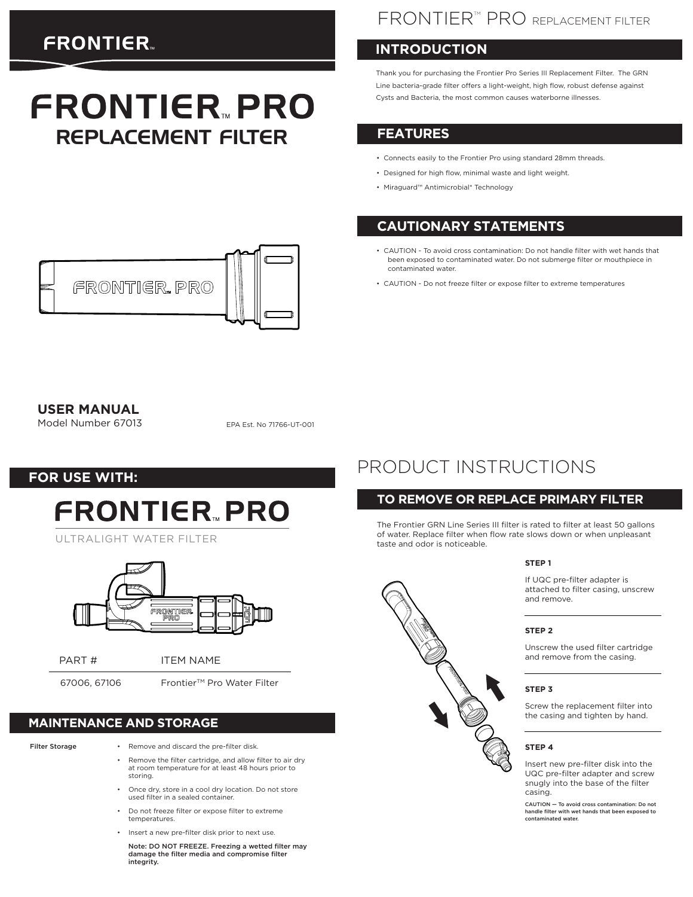# FRONTIER™ PRO REPLACEMENT FILTER

**USER MANUAL**
Model Number 67013

EPA Est. No 71766-UT-001

## FOR USE WITH:

# FRONTIER™ PRO

ULTRALIGHT WATER FILTER

| PART # | ITEM NAME |
| --- | --- |
| 67006, 67106 | Frontier™ Pro Water Filter |

## MAINTENANCE AND STORAGE

**Filter Storage**

- Remove and discard the pre-filter disk.
- Remove the filter cartridge, and allow filter to air dry at room temperature for at least 48 hours prior to storing.
- Once dry, store in a cool dry location. Do not store used filter in a sealed container.
- Do not freeze filter or expose filter to extreme temperatures.
- Insert a new pre-filter disk prior to next use.

  **Note: DO NOT FREEZE. Freezing a wetted filter may damage the filter media and compromise filter integrity.**

# FRONTIER™ PRO REPLACEMENT FILTER

## INTRODUCTION

Thank you for purchasing the Frontier Pro Series III Replacement Filter. The GRN Line bacteria-grade filter offers a light-weight, high flow, robust defense against Cysts and Bacteria, the most common causes waterborne illnesses.

## FEATURES

- Connects easily to the Frontier Pro using standard 28mm threads.
- Designed for high flow, minimal waste and light weight.
- Miraguard™ Antimicrobial* Technology

## CAUTIONARY STATEMENTS

- CAUTION - To avoid cross contamination: Do not handle filter with wet hands that been exposed to contaminated water. Do not submerge filter or mouthpiece in contaminated water.
- CAUTION - Do not freeze filter or expose filter to extreme temperatures

# PRODUCT INSTRUCTIONS

## TO REMOVE OR REPLACE PRIMARY FILTER

The Frontier GRN Line Series III filter is rated to filter at least 50 gallons of water. Replace filter when flow rate slows down or when unpleasant taste and odor is noticeable.

**STEP 1**

If UQC pre-filter adapter is attached to filter casing, unscrew and remove.

**STEP 2**

Unscrew the used filter cartridge and remove from the casing.

**STEP 3**

Screw the replacement filter into the casing and tighten by hand.

**STEP 4**

Insert new pre-filter disk into the UQC pre-filter adapter and screw snugly into the base of the filter casing.

**CAUTION — To avoid cross contamination: Do not handle filter with wet hands that been exposed to contaminated water.**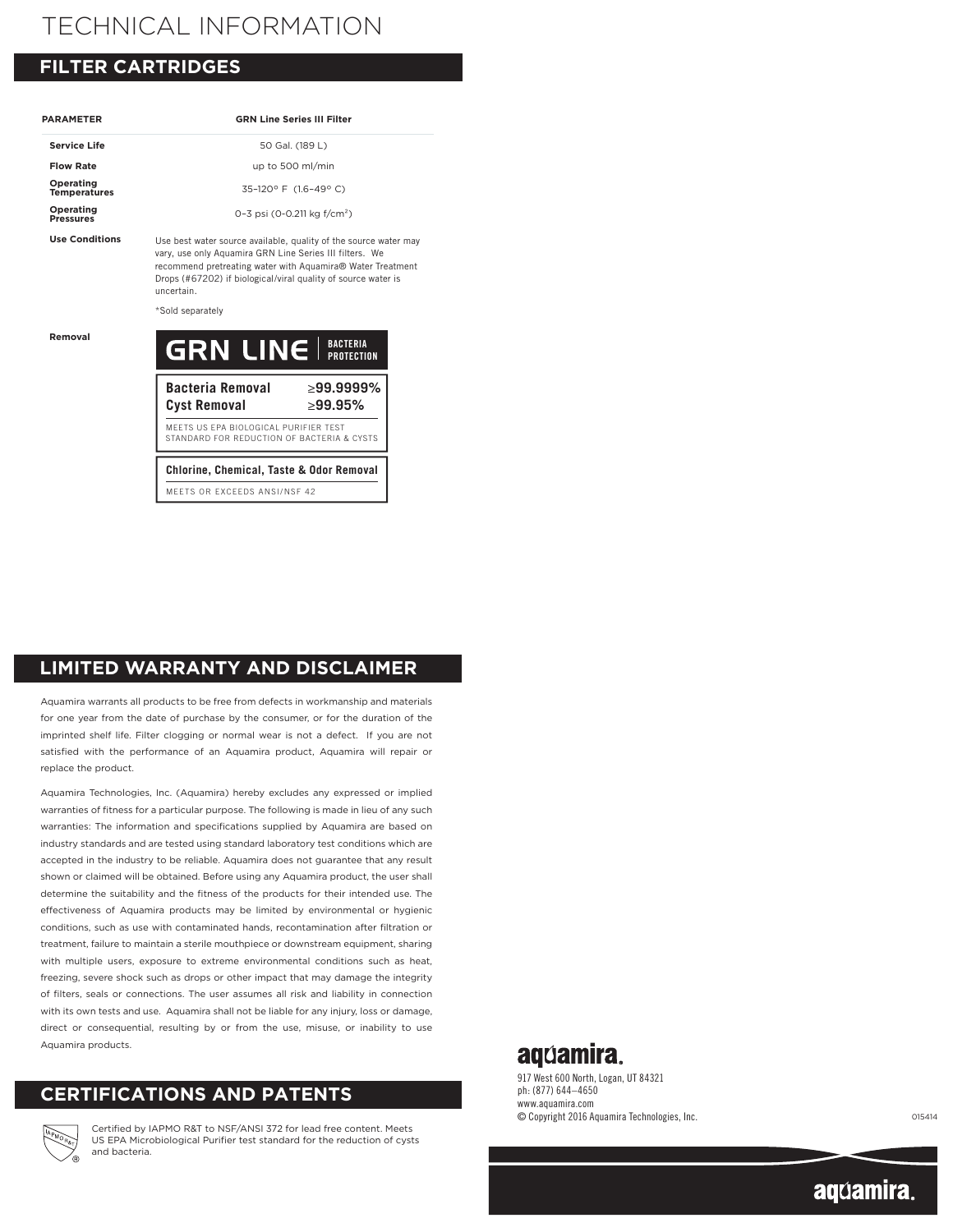# TECHNICAL INFORMATION

## FILTER CARTRIDGES

| PARAMETER | GRN Line Series III Filter |
|---|---|
| **Service Life** | 50 Gal. (189 L) |
| **Flow Rate** | up to 500 ml/min |
| **Operating Temperatures** | 35–120° F (1.6–49° C) |
| **Operating Pressures** | 0–3 psi (0-0.211 kg f/cm²) |
| **Use Conditions** | Use best water source available, quality of the source water may vary, use only Aquamira GRN Line Series III filters. We recommend pretreating water with Aquamira® Water Treatment Drops (#67202) if biological/viral quality of source water is uncertain.<br>*Sold separately |
| **Removal** | GRN LINE \| BACTERIA PROTECTION<br>**Bacteria Removal** ≥99.9999%<br>**Cyst Removal** ≥99.95%<br>MEETS US EPA BIOLOGICAL PURIFIER TEST STANDARD FOR REDUCTION OF BACTERIA & CYSTS<br>**Chlorine, Chemical, Taste & Odor Removal**<br>MEETS OR EXCEEDS ANSI/NSF 42 |

## LIMITED WARRANTY AND DISCLAIMER

Aquamira warrants all products to be free from defects in workmanship and materials for one year from the date of purchase by the consumer, or for the duration of the imprinted shelf life. Filter clogging or normal wear is not a defect. If you are not satisfied with the performance of an Aquamira product, Aquamira will repair or replace the product.

Aquamira Technologies, Inc. (Aquamira) hereby excludes any expressed or implied warranties of fitness for a particular purpose. The following is made in lieu of any such warranties: The information and specifications supplied by Aquamira are based on industry standards and are tested using standard laboratory test conditions which are accepted in the industry to be reliable. Aquamira does not guarantee that any result shown or claimed will be obtained. Before using any Aquamira product, the user shall determine the suitability and the fitness of the products for their intended use. The effectiveness of Aquamira products may be limited by environmental or hygienic conditions, such as use with contaminated hands, recontamination after filtration or treatment, failure to maintain a sterile mouthpiece or downstream equipment, sharing with multiple users, exposure to extreme environmental conditions such as heat, freezing, severe shock such as drops or other impact that may damage the integrity of filters, seals or connections. The user assumes all risk and liability in connection with its own tests and use. Aquamira shall not be liable for any injury, loss or damage, direct or consequential, resulting by or from the use, misuse, or inability to use Aquamira products.

## CERTIFICATIONS AND PATENTS

IAPMO R&T®

Certified by IAPMO R&T to NSF/ANSI 372 for lead free content. Meets US EPA Microbiological Purifier test standard for the reduction of cysts and bacteria.

**aquamira.**

917 West 600 North, Logan, UT 84321
ph: (877) 644–4650
www.aquamira.com
© Copyright 2016 Aquamira Technologies, Inc.

015414

**aquamira.**